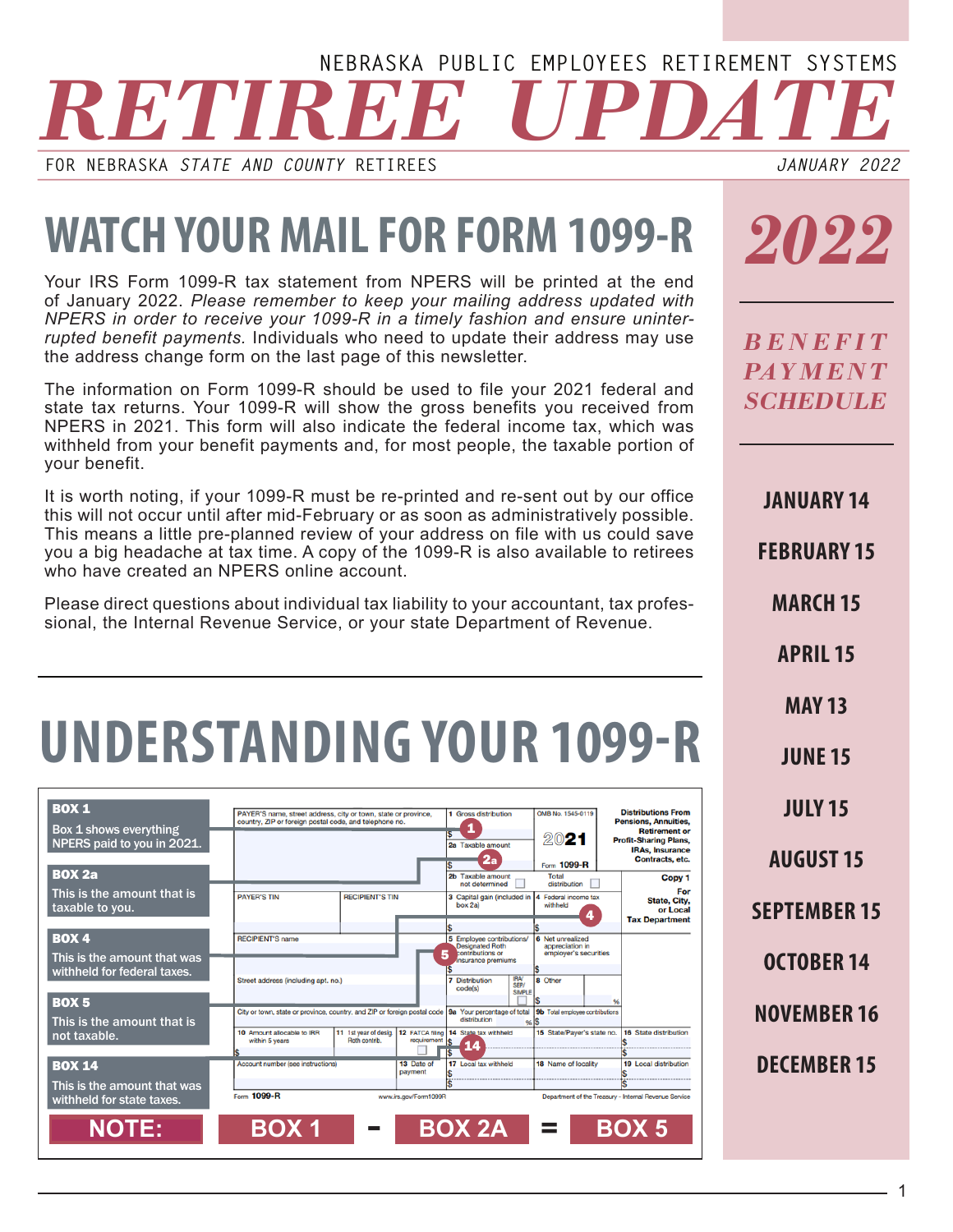NEBRASKA PUBLIC EMPLOYEES RETIREMENT SYSTEMS

# RETIREE UPDATE

FOR NEBRASKA *STATE AND COUNTY* RETIREES — JANUARY 2022

## WATCH YOUR MAIL FOR FORM 1099-R

Your IRS Form 1099-R tax statement from NPERS will be printed at the end of January 2022. *Please remember to keep your mailing address updated with NPERS in order to receive your 1099-R in a timely fashion and ensure uninterrupted benefit payments.* Individuals who need to update their address may use the address change form on the last page of this newsletter.

The information on Form 1099-R should be used to file your 2021 federal and state tax returns. Your 1099-R will show the gross benefits you received from NPERS in 2021. This form will also indicate the federal income tax, which was withheld from your benefit payments and, for most people, the taxable portion of your benefit.

It is worth noting, if your 1099-R must be re-printed and re-sent out by our office this will not occur until after mid-February or as soon as administratively possible. This means a little pre-planned review of your address on file with us could save you a big headache at tax time. A copy of the 1099-R is also available to retirees who have created an NPERS online account.

Please direct questions about individual tax liability to your accountant, tax professional, the Internal Revenue Service, or your state Department of Revenue.

## UNDERSTANDING YOUR 1099-R

**BOX 1**
Box 1 shows everything NPERS paid to you in 2021.

**BOX 2a**
This is the amount that is taxable to you.

**BOX 4**
This is the amount that was withheld for federal taxes.

**BOX 5**
This is the amount that is not taxable.

**BOX 14**
This is the amount that was withheld for state taxes.

**NOTE: BOX 1 - BOX 2A = BOX 5**

## 2022 BENEFIT PAYMENT SCHEDULE

- JANUARY 14
- FEBRUARY 15
- MARCH 15
- APRIL 15
- MAY 13
- JUNE 15
- JULY 15
- AUGUST 15
- SEPTEMBER 15
- OCTOBER 14
- NOVEMBER 16
- DECEMBER 15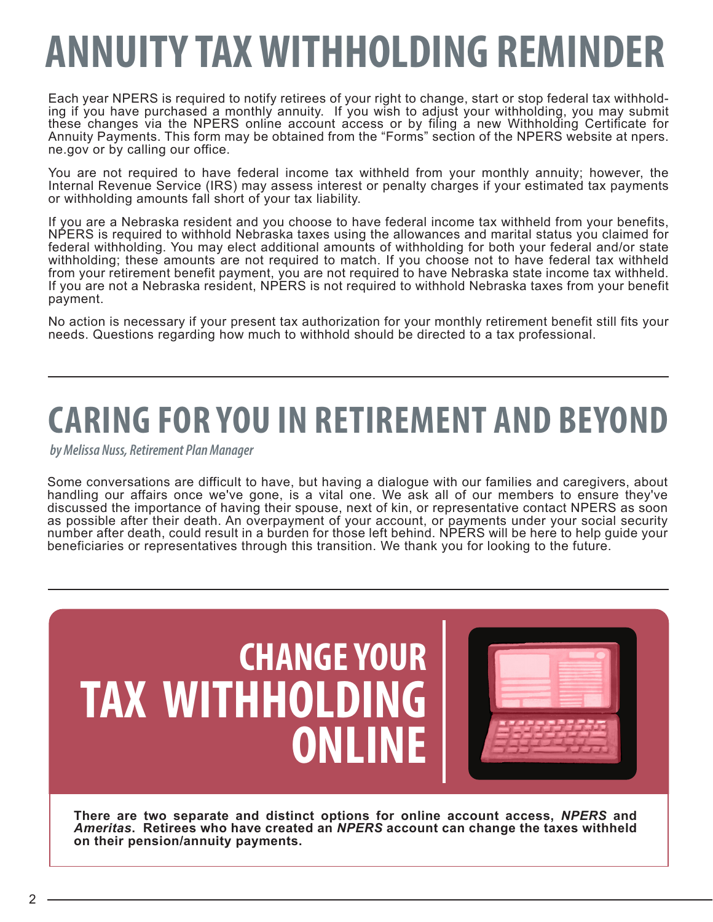# ANNUITY TAX WITHHOLDING REMINDER

Each year NPERS is required to notify retirees of your right to change, start or stop federal tax withholding if you have purchased a monthly annuity. If you wish to adjust your withholding, you may submit these changes via the NPERS online account access or by filing a new Withholding Certificate for Annuity Payments. This form may be obtained from the "Forms" section of the NPERS website at npers.ne.gov or by calling our office.

You are not required to have federal income tax withheld from your monthly annuity; however, the Internal Revenue Service (IRS) may assess interest or penalty charges if your estimated tax payments or withholding amounts fall short of your tax liability.

If you are a Nebraska resident and you choose to have federal income tax withheld from your benefits, NPERS is required to withhold Nebraska taxes using the allowances and marital status you claimed for federal withholding. You may elect additional amounts of withholding for both your federal and/or state withholding; these amounts are not required to match. If you choose not to have federal tax withheld from your retirement benefit payment, you are not required to have Nebraska state income tax withheld. If you are not a Nebraska resident, NPERS is not required to withhold Nebraska taxes from your benefit payment.

No action is necessary if your present tax authorization for your monthly retirement benefit still fits your needs. Questions regarding how much to withhold should be directed to a tax professional.

# CARING FOR YOU IN RETIREMENT AND BEYOND

*by Melissa Nuss, Retirement Plan Manager*

Some conversations are difficult to have, but having a dialogue with our families and caregivers, about handling our affairs once we've gone, is a vital one. We ask all of our members to ensure they've discussed the importance of having their spouse, next of kin, or representative contact NPERS as soon as possible after their death. An overpayment of your account, or payments under your social security number after death, could result in a burden for those left behind. NPERS will be here to help guide your beneficiaries or representatives through this transition. We thank you for looking to the future.

# CHANGE YOUR TAX WITHHOLDING ONLINE

**There are two separate and distinct options for online account access, *NPERS* and *Ameritas*. Retirees who have created an *NPERS* account can change the taxes withheld on their pension/annuity payments.**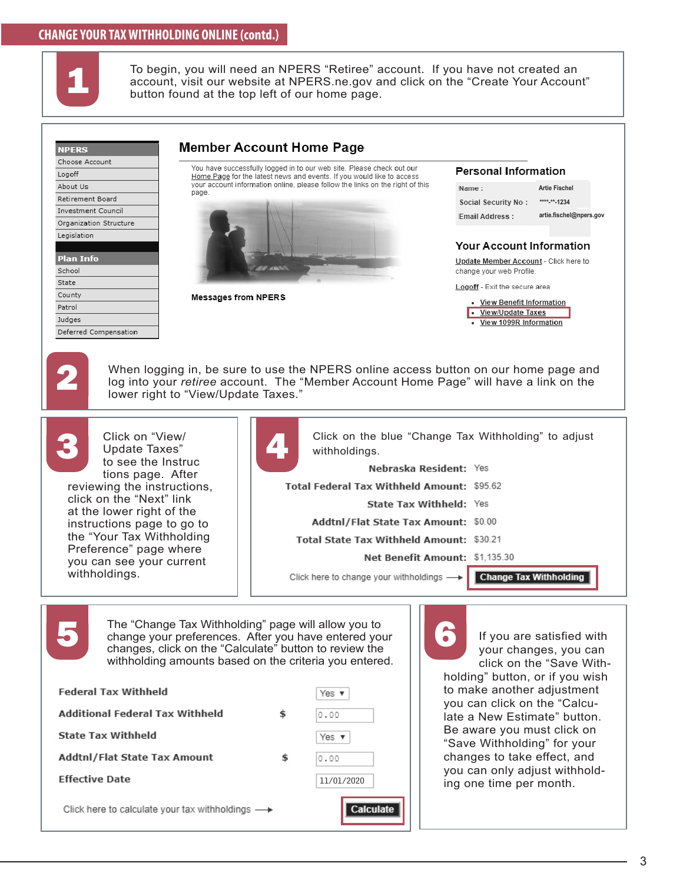# CHANGE YOUR TAX WITHHOLDING ONLINE (contd.)

**1**

To begin, you will need an NPERS “Retiree” account. If you have not created an account, visit our website at NPERS.ne.gov and click on the “Create Your Account” button found at the top left of our home page.

**NPERS**

- Choose Account
- Logoff
- About Us
- Retirement Board
- Investment Council
- Organization Structure
- Legislation

**Plan Info**

- School
- State
- County
- Patrol
- Judges
- Deferred Compensation

## Member Account Home Page

You have successfully logged in to our web site. Please check out our Home Page for the latest news and events. If you would like to access your account information online, please follow the links on the right of this page.

**Messages from NPERS**

### Personal Information

| | |
|---|---|
| Name : | Artie Fischel |
| Social Security No : | \*\*\*-\*\*-1234 |
| Email Address : | artie.fischel@npers.gov |

### Your Account Information

Update Member Account - Click here to change your web Profile.

Logoff - Exit the secure area

- View Benefit Information
- View/Update Taxes
- View 1099R Information

**2**

When logging in, be sure to use the NPERS online access button on our home page and log into your *retiree* account. The “Member Account Home Page” will have a link on the lower right to “View/Update Taxes.”

**3**

Click on “View/Update Taxes” to see the Instructions page. After reviewing the instructions, click on the “Next” link at the lower right of the instructions page to go to the “Your Tax Withholding Preference” page where you can see your current withholdings.

**4**

Click on the blue “Change Tax Withholding” to adjust withholdings.

| | |
|---|---|
| **Nebraska Resident:** | Yes |
| **Total Federal Tax Withheld Amount:** | $95.62 |
| **State Tax Withheld:** | Yes |
| **Addtnl/Flat State Tax Amount:** | $0.00 |
| **Total State Tax Withheld Amount:** | $30.21 |
| **Net Benefit Amount:** | $1,135.30 |

Click here to change your withholdings ⟶ **Change Tax Withholding**

**5**

The “Change Tax Withholding” page will allow you to change your preferences. After you have entered your changes, click on the “Calculate” button to review the withholding amounts based on the criteria you entered.

| | | |
|---|---|---|
| **Federal Tax Withheld** | | Yes ▼ |
| **Additional Federal Tax Withheld** | $ | 0.00 |
| **State Tax Withheld** | | Yes ▼ |
| **Addtnl/Flat State Tax Amount** | $ | 0.00 |
| **Effective Date** | | 11/01/2020 |

Click here to calculate your tax withholdings ⟶ **Calculate**

**6**

If you are satisfied with your changes, you can click on the “Save Withholding” button, or if you wish to make another adjustment you can click on the “Calculate a New Estimate” button. Be aware you must click on “Save Withholding” for your changes to take effect, and you can only adjust withholding one time per month.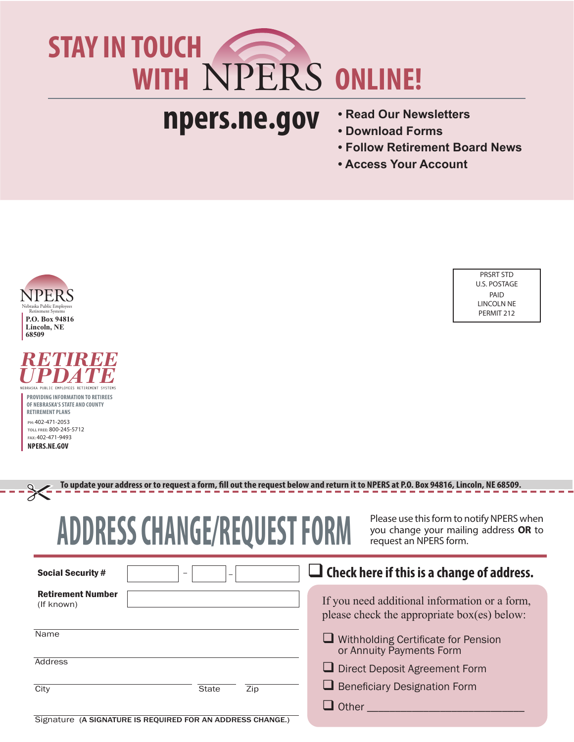# STAY IN TOUCH WITH NPERS ONLINE!

## npers.ne.gov

- Read Our Newsletters
- Download Forms
- Follow Retirement Board News
- Access Your Account

NPERS
Nebraska Public Employees Retirement Systems
P.O. Box 94816
Lincoln, NE
68509

PRSRT STD
U.S. POSTAGE
PAID
LINCOLN NE
PERMIT 212

***RETIREE UPDATE***
NEBRASKA PUBLIC EMPLOYEES RETIREMENT SYSTEMS

PROVIDING INFORMATION TO RETIREES OF NEBRASKA'S STATE AND COUNTY RETIREMENT PLANS

PH: 402-471-2053
TOLL FREE: 800-245-5712
FAX: 402-471-9493
NPERS.NE.GOV

**To update your address or to request a form, fill out the request below and return it to NPERS at P.O. Box 94816, Lincoln, NE 68509.**

# ADDRESS CHANGE/REQUEST FORM

Please use this form to notify NPERS when you change your mailing address **OR** to request an NPERS form.

**Social Security #** ________ – ________ – ________

**Retirement Number** (If known) ________________

Name ________________________________

Address ________________________________

City ________________ State ________ Zip ________

Signature (**A SIGNATURE IS REQUIRED FOR AN ADDRESS CHANGE.**) ________________________________

☐ **Check here if this is a change of address.**

If you need additional information or a form, please check the appropriate box(es) below:

- ☐ Withholding Certificate for Pension or Annuity Payments Form
- ☐ Direct Deposit Agreement Form
- ☐ Beneficiary Designation Form
- ☐ Other ________________________